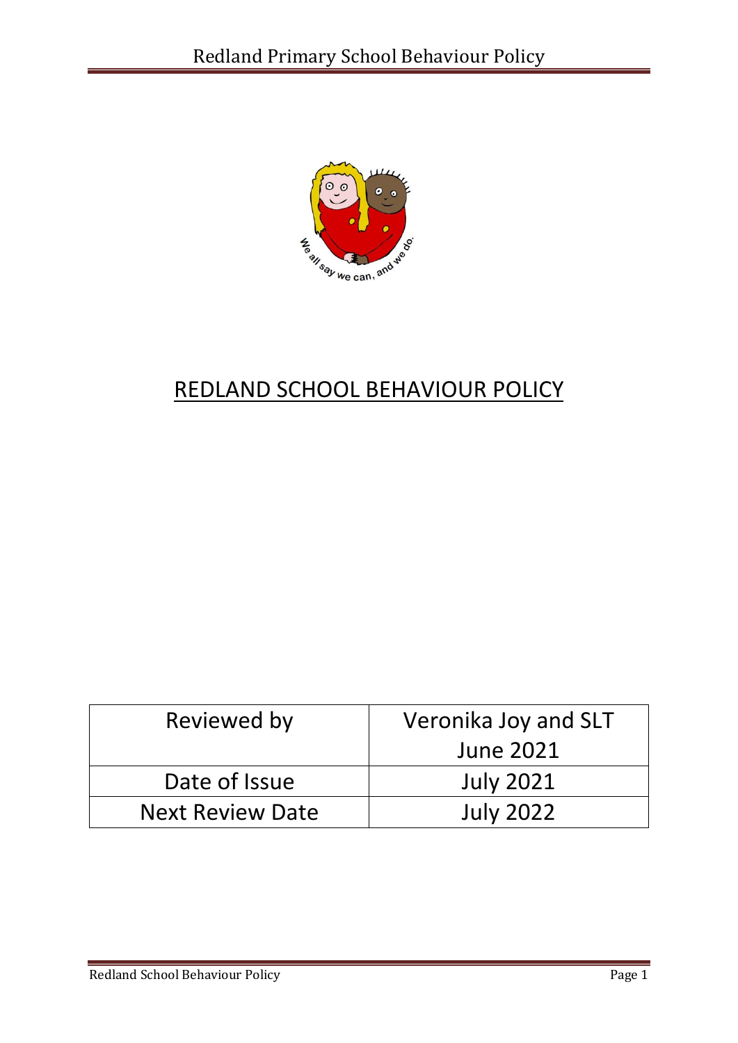# REDLAND SCHOOL BEHAVIOUR POLICY

| Reviewed by | Veronika Joy and SLT June 2021 |
| --- | --- |
| Date of Issue | July 2021 |
| Next Review Date | July 2022 |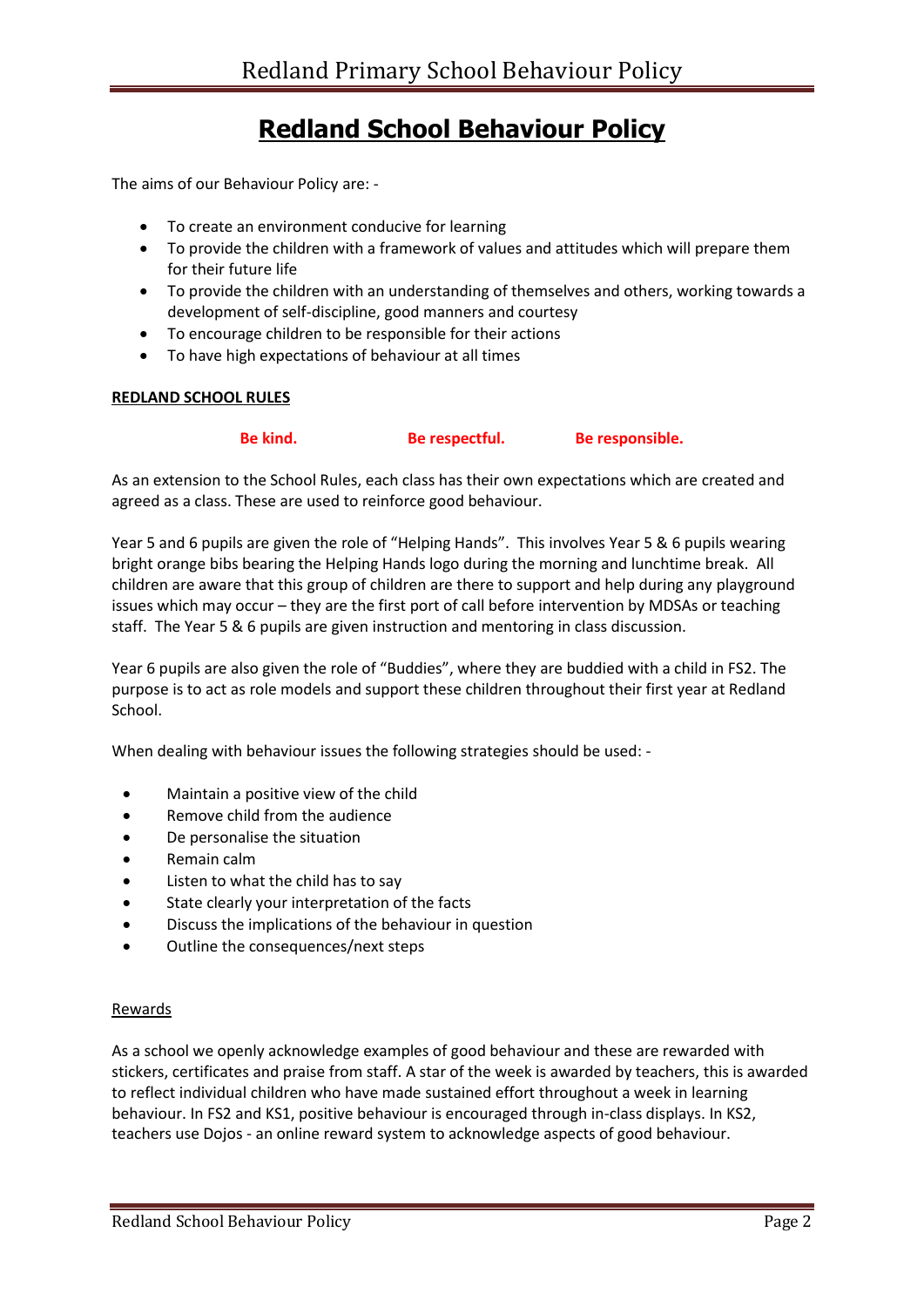# Redland School Behaviour Policy

The aims of our Behaviour Policy are: -

- To create an environment conducive for learning
- To provide the children with a framework of values and attitudes which will prepare them for their future life
- To provide the children with an understanding of themselves and others, working towards a development of self-discipline, good manners and courtesy
- To encourage children to be responsible for their actions
- To have high expectations of behaviour at all times

**REDLAND SCHOOL RULES**

**Be kind.** **Be respectful.** **Be responsible.**

As an extension to the School Rules, each class has their own expectations which are created and agreed as a class. These are used to reinforce good behaviour.

Year 5 and 6 pupils are given the role of "Helping Hands". This involves Year 5 & 6 pupils wearing bright orange bibs bearing the Helping Hands logo during the morning and lunchtime break. All children are aware that this group of children are there to support and help during any playground issues which may occur – they are the first port of call before intervention by MDSAs or teaching staff. The Year 5 & 6 pupils are given instruction and mentoring in class discussion.

Year 6 pupils are also given the role of "Buddies", where they are buddied with a child in FS2. The purpose is to act as role models and support these children throughout their first year at Redland School.

When dealing with behaviour issues the following strategies should be used: -

- Maintain a positive view of the child
- Remove child from the audience
- De personalise the situation
- Remain calm
- Listen to what the child has to say
- State clearly your interpretation of the facts
- Discuss the implications of the behaviour in question
- Outline the consequences/next steps

Rewards

As a school we openly acknowledge examples of good behaviour and these are rewarded with stickers, certificates and praise from staff. A star of the week is awarded by teachers, this is awarded to reflect individual children who have made sustained effort throughout a week in learning behaviour. In FS2 and KS1, positive behaviour is encouraged through in-class displays. In KS2, teachers use Dojos - an online reward system to acknowledge aspects of good behaviour.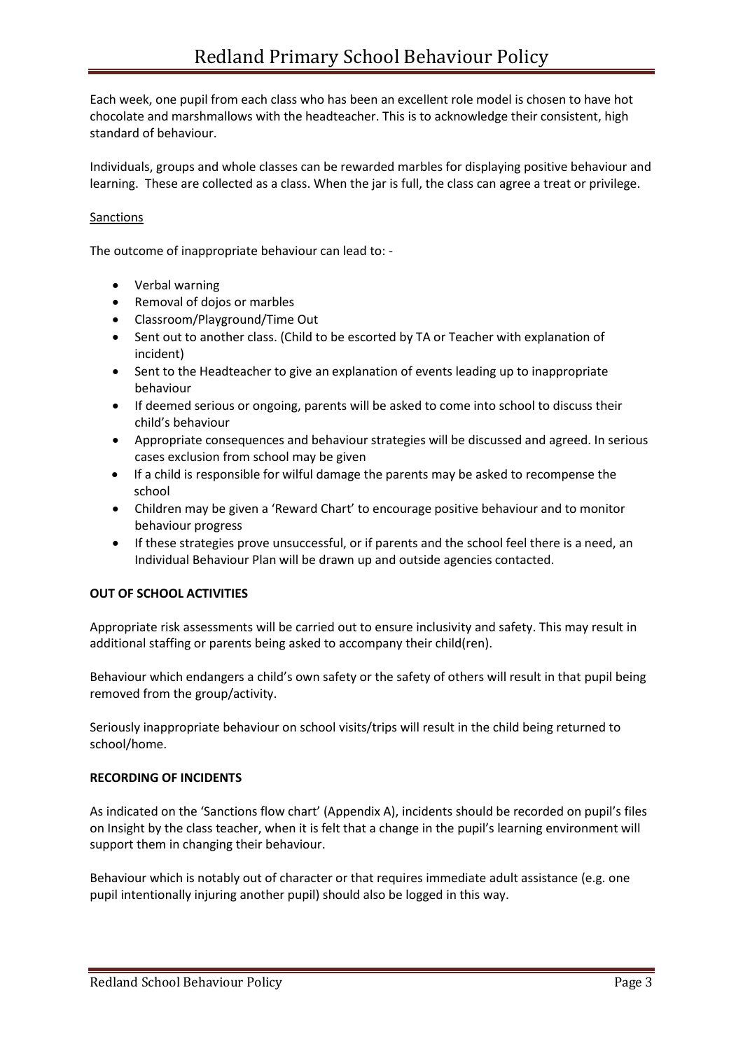Each week, one pupil from each class who has been an excellent role model is chosen to have hot chocolate and marshmallows with the headteacher. This is to acknowledge their consistent, high standard of behaviour.

Individuals, groups and whole classes can be rewarded marbles for displaying positive behaviour and learning. These are collected as a class. When the jar is full, the class can agree a treat or privilege.

<u>Sanctions</u>

The outcome of inappropriate behaviour can lead to: -

- Verbal warning
- Removal of dojos or marbles
- Classroom/Playground/Time Out
- Sent out to another class. (Child to be escorted by TA or Teacher with explanation of incident)
- Sent to the Headteacher to give an explanation of events leading up to inappropriate behaviour
- If deemed serious or ongoing, parents will be asked to come into school to discuss their child's behaviour
- Appropriate consequences and behaviour strategies will be discussed and agreed. In serious cases exclusion from school may be given
- If a child is responsible for wilful damage the parents may be asked to recompense the school
- Children may be given a 'Reward Chart' to encourage positive behaviour and to monitor behaviour progress
- If these strategies prove unsuccessful, or if parents and the school feel there is a need, an Individual Behaviour Plan will be drawn up and outside agencies contacted.

**OUT OF SCHOOL ACTIVITIES**

Appropriate risk assessments will be carried out to ensure inclusivity and safety. This may result in additional staffing or parents being asked to accompany their child(ren).

Behaviour which endangers a child's own safety or the safety of others will result in that pupil being removed from the group/activity.

Seriously inappropriate behaviour on school visits/trips will result in the child being returned to school/home.

**RECORDING OF INCIDENTS**

As indicated on the 'Sanctions flow chart' (Appendix A), incidents should be recorded on pupil's files on Insight by the class teacher, when it is felt that a change in the pupil's learning environment will support them in changing their behaviour.

Behaviour which is notably out of character or that requires immediate adult assistance (e.g. one pupil intentionally injuring another pupil) should also be logged in this way.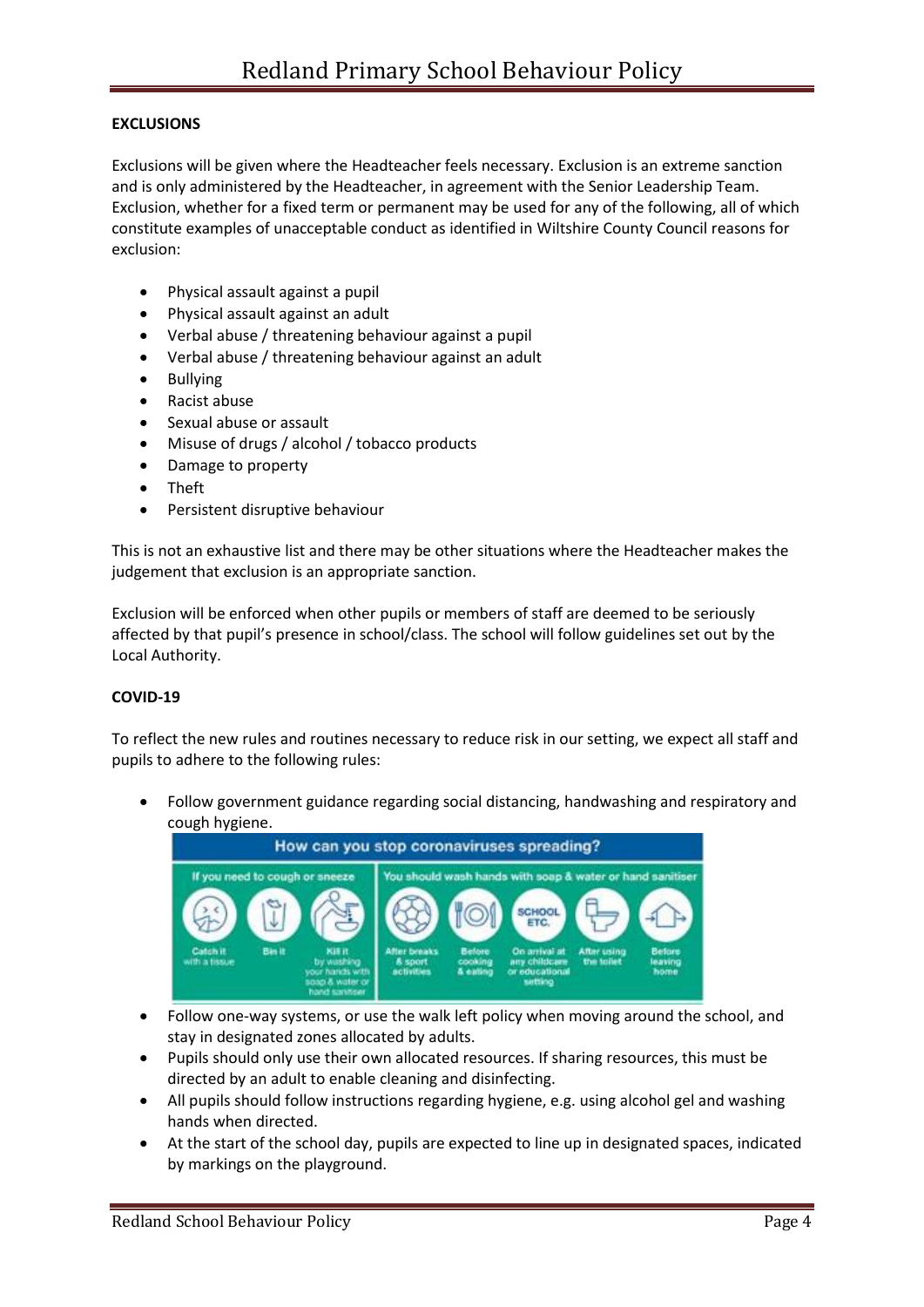**EXCLUSIONS**

Exclusions will be given where the Headteacher feels necessary. Exclusion is an extreme sanction and is only administered by the Headteacher, in agreement with the Senior Leadership Team. Exclusion, whether for a fixed term or permanent may be used for any of the following, all of which constitute examples of unacceptable conduct as identified in Wiltshire County Council reasons for exclusion:

- Physical assault against a pupil
- Physical assault against an adult
- Verbal abuse / threatening behaviour against a pupil
- Verbal abuse / threatening behaviour against an adult
- Bullying
- Racist abuse
- Sexual abuse or assault
- Misuse of drugs / alcohol / tobacco products
- Damage to property
- Theft
- Persistent disruptive behaviour

This is not an exhaustive list and there may be other situations where the Headteacher makes the judgement that exclusion is an appropriate sanction.

Exclusion will be enforced when other pupils or members of staff are deemed to be seriously affected by that pupil's presence in school/class. The school will follow guidelines set out by the Local Authority.

**COVID-19**

To reflect the new rules and routines necessary to reduce risk in our setting, we expect all staff and pupils to adhere to the following rules:

- Follow government guidance regarding social distancing, handwashing and respiratory and cough hygiene.
- Follow one-way systems, or use the walk left policy when moving around the school, and stay in designated zones allocated by adults.
- Pupils should only use their own allocated resources. If sharing resources, this must be directed by an adult to enable cleaning and disinfecting.
- All pupils should follow instructions regarding hygiene, e.g. using alcohol gel and washing hands when directed.
- At the start of the school day, pupils are expected to line up in designated spaces, indicated by markings on the playground.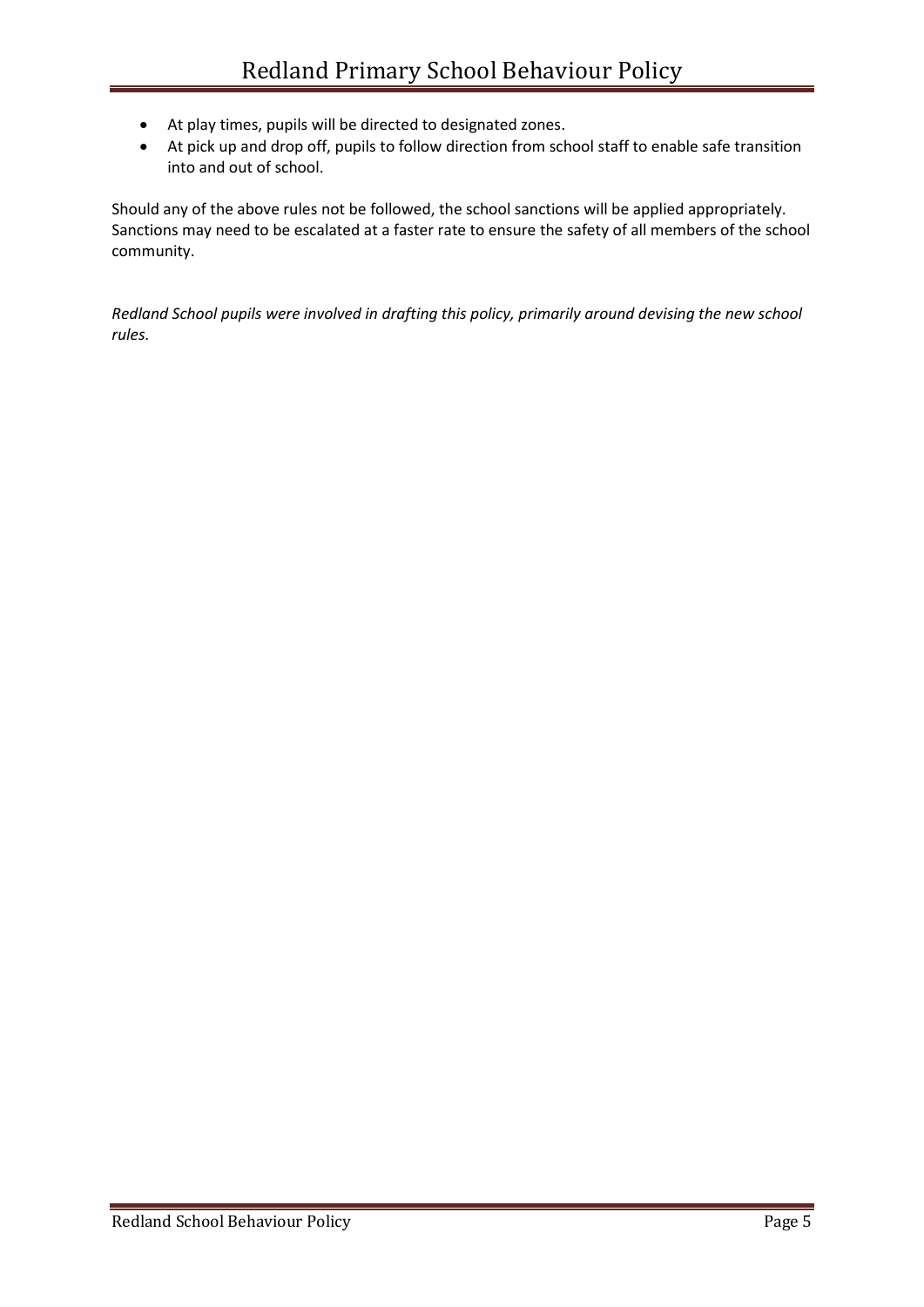- At play times, pupils will be directed to designated zones.
- At pick up and drop off, pupils to follow direction from school staff to enable safe transition into and out of school.

Should any of the above rules not be followed, the school sanctions will be applied appropriately. Sanctions may need to be escalated at a faster rate to ensure the safety of all members of the school community.

*Redland School pupils were involved in drafting this policy, primarily around devising the new school rules.*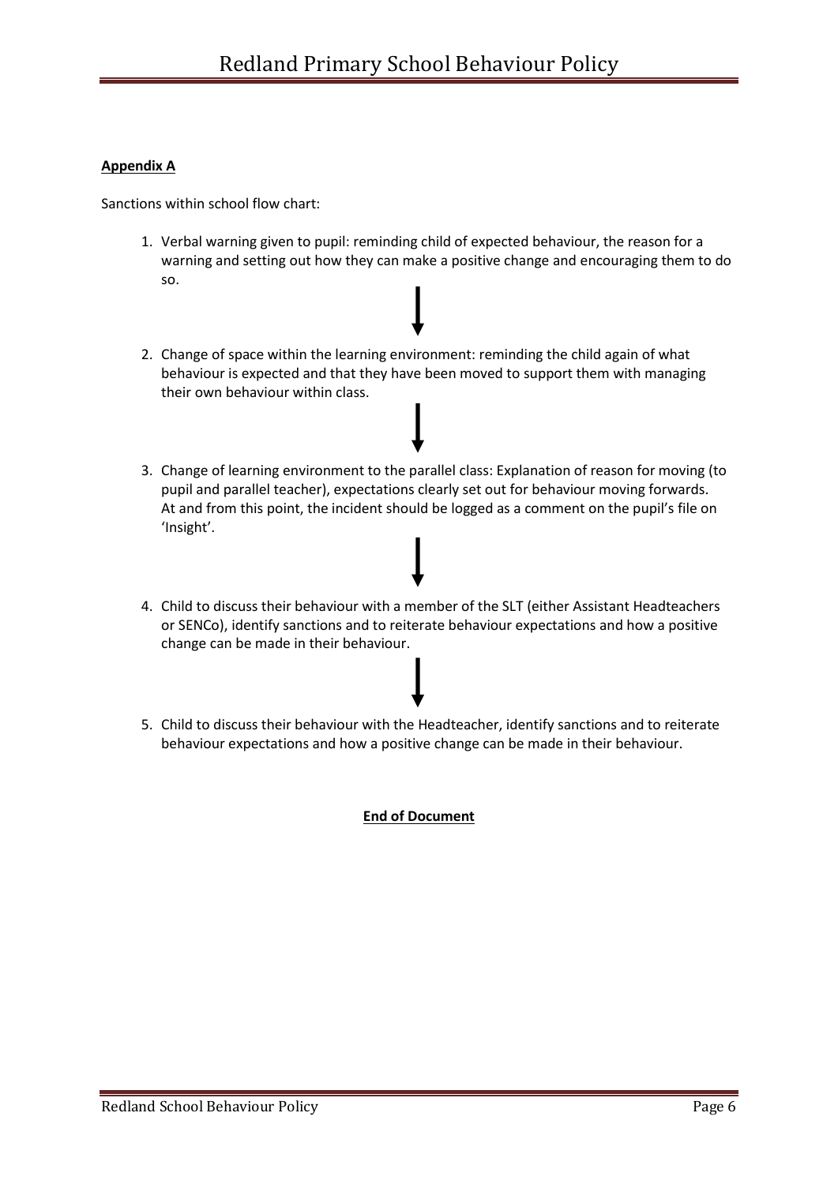**Appendix A**

Sanctions within school flow chart:

1. Verbal warning given to pupil: reminding child of expected behaviour, the reason for a warning and setting out how they can make a positive change and encouraging them to do so.

↓

2. Change of space within the learning environment: reminding the child again of what behaviour is expected and that they have been moved to support them with managing their own behaviour within class.

↓

3. Change of learning environment to the parallel class: Explanation of reason for moving (to pupil and parallel teacher), expectations clearly set out for behaviour moving forwards. At and from this point, the incident should be logged as a comment on the pupil's file on 'Insight'.

↓

4. Child to discuss their behaviour with a member of the SLT (either Assistant Headteachers or SENCo), identify sanctions and to reiterate behaviour expectations and how a positive change can be made in their behaviour.

↓

5. Child to discuss their behaviour with the Headteacher, identify sanctions and to reiterate behaviour expectations and how a positive change can be made in their behaviour.

**End of Document**